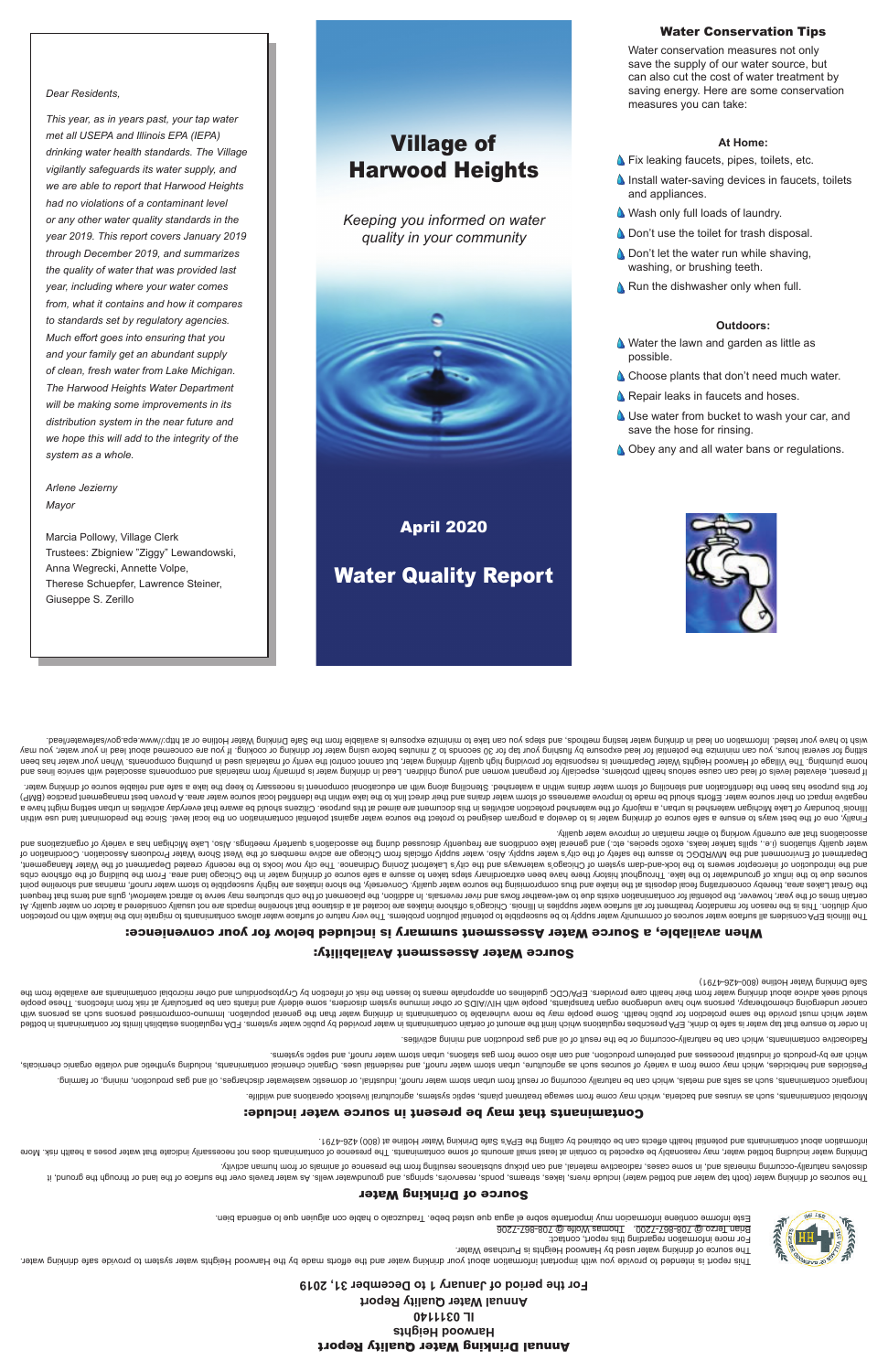*Dear Residents,*

*This year, as in years past, your tap water met all USEPA and Illinois EPA (IEPA) drinking water health standards. The Village vigilantly safeguards its water supply, and we are able to report that Harwood Heights had no violations of a contaminant level or any other water quality standards in the year 2019. This report covers January 2019 through December 2019, and summarizes the quality of water that was provided last year, including where your water comes from, what it contains and how it compares to standards set by regulatory agencies. Much effort goes into ensuring that you and your family get an abundant supply of clean, fresh water from Lake Michigan. The Harwood Heights Water Department will be making some improvements in its distribution system in the near future and we hope this will add to the integrity of the system as a whole.*

*Arlene Jezierny*
*Mayor*

Marcia Pollowy, Village Clerk
Trustees: Zbigniew "Ziggy" Lewandowski, Anna Wegrecki, Annette Volpe, Therese Schuepfer, Lawrence Steiner, Giuseppe S. Zerillo

# Village of Harwood Heights

*Keeping you informed on water quality in your community*

**April 2020**

## Water Quality Report

### Water Conservation Tips

Water conservation measures not only save the supply of our water source, but can also cut the cost of water treatment by saving energy. Here are some conservation measures you can take:

**At Home:**

- Fix leaking faucets, pipes, toilets, etc.
- Install water-saving devices in faucets, toilets and appliances.
- Wash only full loads of laundry.
- Don't use the toilet for trash disposal.
- Don't let the water run while shaving, washing, or brushing teeth.
- Run the dishwasher only when full.

**Outdoors:**

- Water the lawn and garden as little as possible.
- Choose plants that don't need much water.
- Repair leaks in faucets and hoses.
- Use water from bucket to wash your car, and save the hose for rinsing.
- Obey any and all water bans or regulations.

# Annual Drinking Water Quality Report

Harwood Heights
IL 0311140
Annual Water Quality Report
For the period of January 1 to December 31, 2019

This report is intended to provide you with important information about your drinking water and the efforts made by the Harwood Heights water system to provide safe drinking water.

The source of drinking water used by Harwood Heights is Purchase Water.

For more information regarding this report, contact:
Brian Terzo @ 708-867-7200 Thomas Wolfe @ 708-867-7206

Este informe contiene información muy importante sobre el agua que usted bebe. Tradúzcalo o hable con alguien que lo entienda bien.

## Source of Drinking Water

The sources of drinking water (both tap water and bottled water) include rivers, lakes, streams, ponds, reservoirs, springs, and groundwater wells. As water travels over the surface of the land or through the ground, it dissolves naturally-occurring minerals and, in some cases, radioactive material, and can pick up substances resulting from the presence of animals or from human activity.

Drinking water including bottled water, may reasonably be expected to contain at least small amounts of some contaminants. The presence of contaminants does not necessarily indicate that water poses a health risk. More information about contaminants and potential health effects can be obtained by calling the EPA's Safe Drinking Water Hotline at (800) 426-4791.

## Contaminants that may be present in source water include:

Microbial contaminants, such as viruses and bacteria, which may come from sewage treatment plants, septic systems, agricultural livestock operations and wildlife.

Inorganic contaminants, such as salts and metals, which can be naturally occurring or result from urban storm water runoff, industrial, or domestic wastewater discharges, oil and gas production, mining, or farming.

Pesticides and herbicides, which may come from a variety of sources such as agriculture, urban storm water runoff, and residential uses. Organic chemical contaminants, including synthetic and volatile organic chemicals, which are by-products of industrial processes and petroleum production, and can also come from gas stations, urban storm water runoff, and septic systems.

Radioactive contaminants, which can be naturally-occurring or be the result of oil and gas production and mining activities.

In order to ensure that tap water is safe to drink, EPA prescribes regulations which limit the amount of certain contaminants in water provided by public water systems. FDA regulations establish limits for contaminants in bottled water which must provide the same protection for public health. Some people may be more vulnerable to contaminants in drinking water than the general population. Immuno-compromised persons such as persons with cancer undergoing chemotherapy, persons who have undergone organ transplants, people with HIV/AIDS or other immune system disorders, some elderly and infants can be particularly at risk from infections. These people should seek advice about drinking water from their health care providers. EPA/CDC guidelines on appropriate means to lessen the risk of infection by Cryptosporidium and other microbial contaminants are available from the Safe Drinking Water Hotline (800-426-4791).

## Source Water Assessment Availability:

## When available, a Source Water Assessment summary is included below for your convenience:

The Illinois EPA considers all surface water sources of community water supply to be susceptible to potential pollution problems. The very nature of surface water allows contaminants to migrate into the intake with no protection only dilution. This is the reason for mandatory treatment for all surface water supplies in Illinois. Chicago's offshore intakes are located at a distance that shoreline impacts are not usually considered a factor on water quality. At certain times of the year, however, the potential for contamination exists due to wet-weather flows and river reversals. In addition, the placement of the crib structures may serve to attract waterfowl, gulls and terns that frequent the Great Lakes area, thereby concentrating fecal deposits at the intake and thus compromising the source water quality. Conversely, the shore intakes are highly susceptible to storm water runoff, marinas and shoreline point sources due to the influx of groundwater to the lake. Throughout history there have been extraordinary steps taken to assure a safe source of drinking water in the Chicago land area. From the building of the offshore cribs and the introduction of interceptor sewers to the lock-and-dam system of Chicago's waterways and the city's Lakefront Zoning Ordinance. The city now looks to the recently created Department of the Water Management, Department of Environment and the MWRDGC to assure the safety of the city's water supply. Also, water supply officials from Chicago are active members of the West Shore Water Producers Association. Coordination of water quality situations (i.e., spills tanker leaks, exotic species, etc.) and general lake conditions are frequently discussed during the association's quarterly meetings. Also, Lake Michigan has a variety of organizations and associations that are currently working to either maintain or improve water quality.

Finally, one of the best ways to ensure a safe source of drinking water is to develop a program designed to protect the source water against potential contamination on the local level. Since the predominant land use within Illinois' boundary of Lake Michigan watershed is urban, a majority of the watershed protection activities in this document are aimed at this purpose. Citizens should be aware that everyday activities in urban setting might have a negative impact on their source water. Efforts should be made to improve awareness of storm water drains and their direct link to the lake within the identified local source water area. A proven best management practice (BMP) for this purpose has been the identification and stenciling of storm water drains within a watershed. Stenciling along with an educational component is necessary to keep the lake a safe and reliable source of drinking water.

If present, elevated levels of lead can cause serious health problems, especially for pregnant women and young children. Lead in drinking water is primarily from materials and components associated with service lines and home plumbing. The Village of Harwood Heights Water Department is responsible for providing high quality drinking water, but cannot control the verity of materials used in plumbing components. When your water has been sitting for several hours, you can minimize the potential for lead exposure by flushing your tap for 30 seconds to 2 minutes before using water for drinking or cooking. If you are concerned about lead in your water, you may wish to have your water tested. Information on lead in drinking water, testing methods, and steps you can take to minimize exposure is available from the Safe Drinking Water Hotline or at http://www.epa.gov/safewaterlead.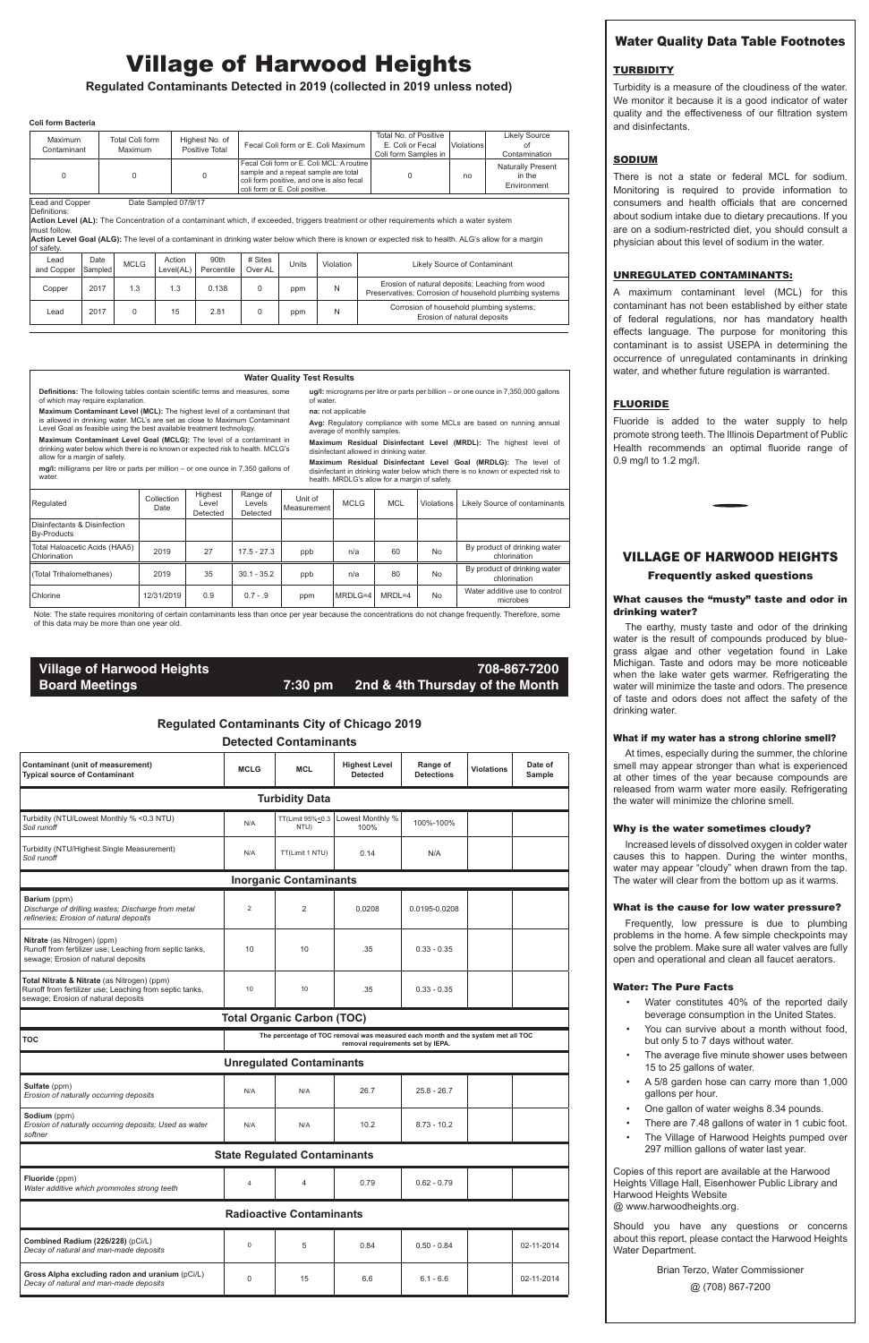# Village of Harwood Heights

**Regulated Contaminants Detected in 2019 (collected in 2019 unless noted)**

**Coli form Bacteria**

| Maximum Contaminant | Total Coli form Maximum | Highest No. of Positive Total | Fecal Coli form or E. Coli Maximum | Total No. of Positive E. Coli or Fecal Coli form Samples in | Violations | Likely Source of Contamination |
|---|---|---|---|---|---|---|
| 0 | 0 | 0 | Fecal Coli form or E. Coli MCL: A routine sample and a repeat sample are total coli form positive, and one is also fecal coli form or E. Coli positive. | 0 | no | Naturally Present in the Environment |

Lead and Copper Date Sampled 07/9/17

Definitions:

**Action Level (AL):** The Concentration of a contaminant which, if exceeded, triggers treatment or other requirements which a water system must follow.

**Action Level Goal (ALG):** The level of a contaminant in drinking water below which there is known or expected risk to health. ALG's allow for a margin of safety.

| Lead and Copper | Date Sampled | MCLG | Action Level(AL) | 90th Percentile | # Sites Over AL | Units | Violation | Likely Source of Contaminant |
|---|---|---|---|---|---|---|---|---|
| Copper | 2017 | 1.3 | 1.3 | 0.138 | 0 | ppm | N | Erosion of natural deposits; Leaching from wood Preservatives; Corrosion of household plumbing systems |
| Lead | 2017 | 0 | 15 | 2.81 | 0 | ppm | N | Corrosion of household plumbing systems; Erosion of natural deposits |

## Water Quality Test Results

**Definitions:** The following tables contain scientific terms and measures, some of which may require explanation.

**Maximum Contaminant Level (MCL):** The highest level of a contaminant that is allowed in drinking water. MCL's are set as close to Maximum Contaminant Level Goal as feasible using the best available treatment technology.

**Maximum Contaminant Level Goal (MCLG):** The level of a contaminant in drinking water below which there is no known or expected risk to health. MCLG's allow for a margin of safety.

**mg/l:** milligrams per litre or parts per million – or one ounce in 7,350 gallons of water.

**ug/l:** micrograms per litre or parts per billion – or one ounce in 7,350,000 gallons of water.

**na:** not applicable

**Avg:** Regulatory compliance with some MCLs are based on running annual average of monthly samples.

**Maximum Residual Disinfectant Level (MRDL):** The highest level of disinfectant allowed in drinking water.

**Maximum Residual Disinfectant Level Goal (MRDLG):** The level of disinfectant in drinking water below which there is no known or expected risk to health. MRDLG's allow for a margin of safety.

| Regulated | Collection Date | Highest Level Detected | Range of Levels Detected | Unit of Measurement | MCLG | MCL | Violations | Likely Source of contaminants |
|---|---|---|---|---|---|---|---|---|
| Disinfectants & Disinfection By-Products | | | | | | | | |
| Total Haloacetic Acids (HAA5) Chlorination | 2019 | 27 | 17.5 - 27.3 | ppb | n/a | 60 | No | By product of drinking water chlorination |
| (Total Trihalomethanes) | 2019 | 35 | 30.1 - 35.2 | ppb | n/a | 80 | No | By product of drinking water chlorination |
| Chlorine | 12/31/2019 | 0.9 | 0.7 - .9 | ppm | MRDLG=4 | MRDL=4 | No | Water additive use to control microbes |

Note: The state requires monitoring of certain contaminants less than once per year because the concentrations do not change frequently. Therefore, some of this data may be more than one year old.

**Village of Harwood Heights Board Meetings** 708-867-7200
7:30 pm 2nd & 4th Thursday of the Month

## Regulated Contaminants City of Chicago 2019

### Detected Contaminants

| Contaminant (unit of measurement) Typical source of Contaminant | MCLG | MCL | Highest Level Detected | Range of Detections | Violations | Date of Sample |
|---|---|---|---|---|---|---|
| **Turbidity Data** | | | | | | |
| Turbidity (NTU/Lowest Monthly % <0.3 NTU) *Soil runoff* | N/A | TT(Limit 95%≤0.3 NTU) | Lowest Monthly % 100% | 100%-100% | | |
| Turbidity (NTU/Highest Single Measurement) *Soil runoff* | N/A | TT(Limit 1 NTU) | 0.14 | N/A | | |
| **Inorganic Contaminants** | | | | | | |
| **Barium** (ppm) *Discharge of drilling wastes; Discharge from metal refineries; Erosion of natural deposits* | 2 | 2 | 0.0208 | 0.0195-0.0208 | | |
| **Nitrate** (as Nitrogen) (ppm) Runoff from fertilizer use; Leaching from septic tanks, sewage; Erosion of natural deposits | 10 | 10 | .35 | 0.33 - 0.35 | | |
| **Total Nitrate & Nitrate** (as Nitrogen) (ppm) Runoff from fertilizer use; Leaching from septic tanks, sewage; Erosion of natural deposits | 10 | 10 | .35 | 0.33 - 0.35 | | |
| **Total Organic Carbon (TOC)** | | | | | | |
| **TOC** | The percentage of TOC removal was measured each month and the system met all TOC removal requirements set by IEPA. | | | | | |
| **Unregulated Contaminants** | | | | | | |
| **Sulfate** (ppm) *Erosion of naturally occurring deposits* | N/A | N/A | 26.7 | 25.8 - 26.7 | | |
| **Sodium** (ppm) *Erosion of naturally occurring deposits; Used as water softner* | N/A | N/A | 10.2 | 8.73 - 10.2 | | |
| **State Regulated Contaminants** | | | | | | |
| **Fluoride** (ppm) *Water additive which prommotes strong teeth* | 4 | 4 | 0.79 | 0.62 - 0.79 | | |
| **Radioactive Contaminants** | | | | | | |
| **Combined Radium (226/228)** (pCi/L) *Decay of natural and man-made deposits* | 0 | 5 | 0.84 | 0.50 - 0.84 | | 02-11-2014 |
| **Gross Alpha excluding radon and uranium** (pCi/L) *Decay of natural and man-made deposits* | 0 | 15 | 6.6 | 6.1 - 6.6 | | 02-11-2014 |

## Water Quality Data Table Footnotes

### TURBIDITY

Turbidity is a measure of the cloudiness of the water. We monitor it because it is a good indicator of water quality and the effectiveness of our filtration system and disinfectants.

### SODIUM

There is not a state or federal MCL for sodium. Monitoring is required to provide information to consumers and health officials that are concerned about sodium intake due to dietary precautions. If you are on a sodium-restricted diet, you should consult a physician about this level of sodium in the water.

### UNREGULATED CONTAMINANTS:

A maximum contaminant level (MCL) for this contaminant has not been established by either state of federal regulations, nor has mandatory health effects language. The purpose for monitoring this contaminant is to assist USEPA in determining the occurrence of unregulated contaminants in drinking water, and whether future regulation is warranted.

### FLUORIDE

Fluoride is added to the water supply to help promote strong teeth. The Illinois Department of Public Health recommends an optimal fluoride range of 0.9 mg/l to 1.2 mg/l.

## VILLAGE OF HARWOOD HEIGHTS

### Frequently asked questions

#### What causes the "musty" taste and odor in drinking water?

The earthy, musty taste and odor of the drinking water is the result of compounds produced by blue-grass algae and other vegetation found in Lake Michigan. Taste and odors may be more noticeable when the lake water gets warmer. Refrigerating the water will minimize the taste and odors. The presence of taste and odors does not affect the safety of the drinking water.

#### What if my water has a strong chlorine smell?

At times, especially during the summer, the chlorine smell may appear stronger than what is experienced at other times of the year because compounds are released from warm water more easily. Refrigerating the water will minimize the chlorine smell.

#### Why is the water sometimes cloudy?

Increased levels of dissolved oxygen in colder water causes this to happen. During the winter months, water may appear "cloudy" when drawn from the tap. The water will clear from the bottom up as it warms.

#### What is the cause for low water pressure?

Frequently, low pressure is due to plumbing problems in the home. A few simple checkpoints may solve the problem. Make sure all water valves are fully open and operational and clean all faucet aerators.

#### Water: The Pure Facts

- Water constitutes 40% of the reported daily beverage consumption in the United States.
- You can survive about a month without food, but only 5 to 7 days without water.
- The average five minute shower uses between 15 to 25 gallons of water.
- A 5/8 garden hose can carry more than 1,000 gallons per hour.
- One gallon of water weighs 8.34 pounds.
- There are 7.48 gallons of water in 1 cubic foot.
- The Village of Harwood Heights pumped over 297 million gallons of water last year.

Copies of this report are available at the Harwood Heights Village Hall, Eisenhower Public Library and Harwood Heights Website @ www.harwoodheights.org.

Should you have any questions or concerns about this report, please contact the Harwood Heights Water Department.

Brian Terzo, Water Commissioner

@ (708) 867-7200